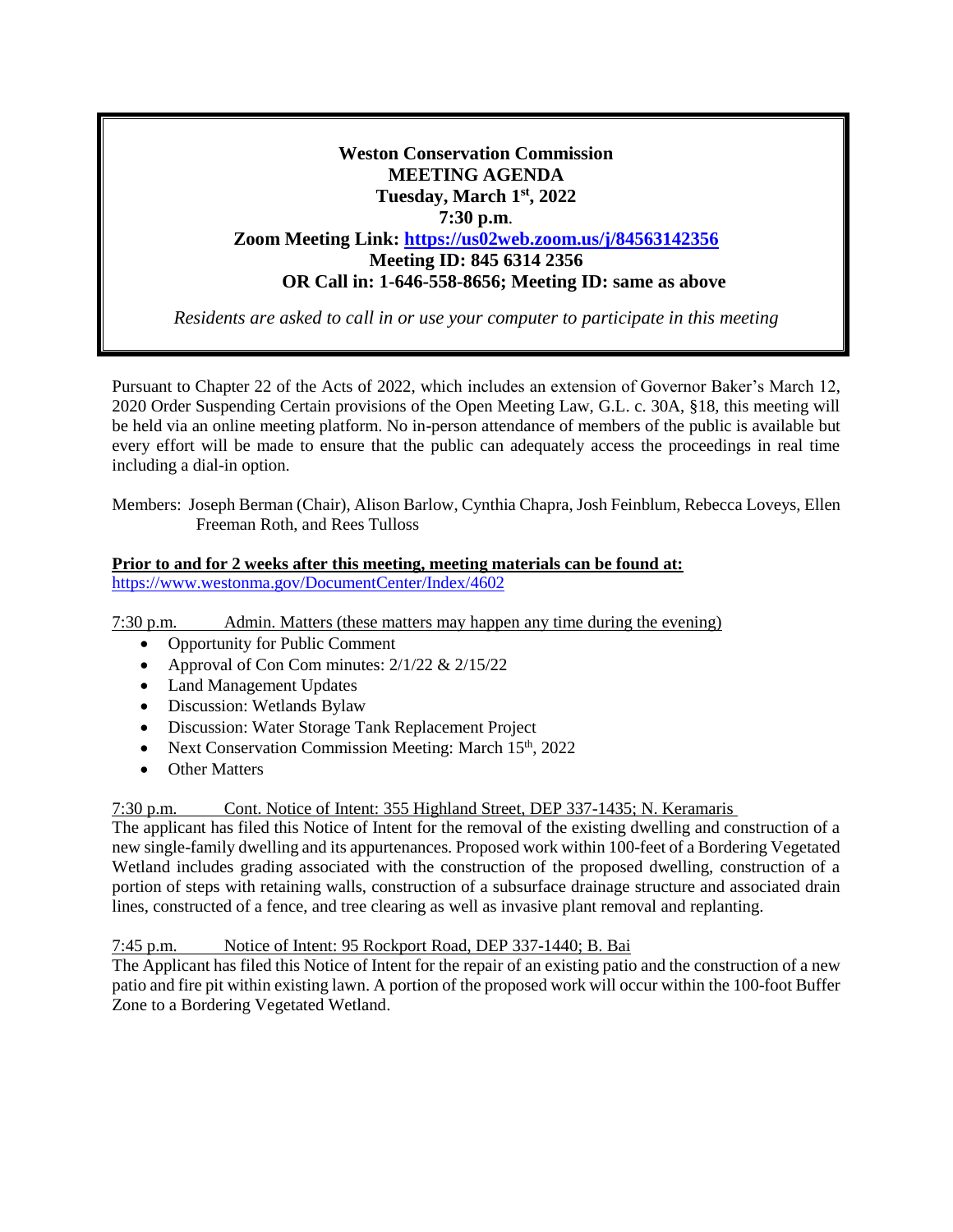**Weston Conservation Commission**
**MEETING AGENDA**
**Tuesday, March 1st, 2022**
**7:30 p.m.**
**Zoom Meeting Link: [https://us02web.zoom.us/j/84563142356](https://us02web.zoom.us/j/84563142356)**
**Meeting ID: 845 6314 2356**
**OR Call in: 1-646-558-8656; Meeting ID: same as above**

*Residents are asked to call in or use your computer to participate in this meeting*

Pursuant to Chapter 22 of the Acts of 2022, which includes an extension of Governor Baker's March 12, 2020 Order Suspending Certain provisions of the Open Meeting Law, G.L. c. 30A, §18, this meeting will be held via an online meeting platform. No in-person attendance of members of the public is available but every effort will be made to ensure that the public can adequately access the proceedings in real time including a dial-in option.

Members: Joseph Berman (Chair), Alison Barlow, Cynthia Chapra, Josh Feinblum, Rebecca Loveys, Ellen Freeman Roth, and Rees Tulloss

**Prior to and for 2 weeks after this meeting, meeting materials can be found at:**
https://www.westonma.gov/DocumentCenter/Index/4602

7:30 p.m. Admin. Matters (these matters may happen any time during the evening)

- Opportunity for Public Comment
- Approval of Con Com minutes: 2/1/22 & 2/15/22
- Land Management Updates
- Discussion: Wetlands Bylaw
- Discussion: Water Storage Tank Replacement Project
- Next Conservation Commission Meeting: March 15th, 2022
- Other Matters

7:30 p.m. Cont. Notice of Intent: 355 Highland Street, DEP 337-1435; N. Keramaris

The applicant has filed this Notice of Intent for the removal of the existing dwelling and construction of a new single-family dwelling and its appurtenances. Proposed work within 100-feet of a Bordering Vegetated Wetland includes grading associated with the construction of the proposed dwelling, construction of a portion of steps with retaining walls, construction of a subsurface drainage structure and associated drain lines, constructed of a fence, and tree clearing as well as invasive plant removal and replanting.

7:45 p.m. Notice of Intent: 95 Rockport Road, DEP 337-1440; B. Bai

The Applicant has filed this Notice of Intent for the repair of an existing patio and the construction of a new patio and fire pit within existing lawn. A portion of the proposed work will occur within the 100-foot Buffer Zone to a Bordering Vegetated Wetland.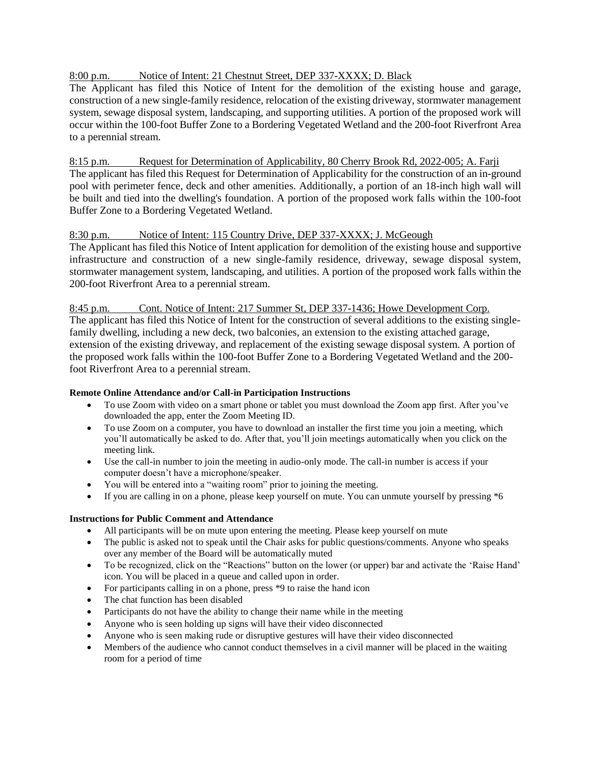8:00 p.m. Notice of Intent: 21 Chestnut Street, DEP 337-XXXX; D. Black

The Applicant has filed this Notice of Intent for the demolition of the existing house and garage, construction of a new single-family residence, relocation of the existing driveway, stormwater management system, sewage disposal system, landscaping, and supporting utilities. A portion of the proposed work will occur within the 100-foot Buffer Zone to a Bordering Vegetated Wetland and the 200-foot Riverfront Area to a perennial stream.

8:15 p.m. Request for Determination of Applicability, 80 Cherry Brook Rd, 2022-005; A. Farji

The applicant has filed this Request for Determination of Applicability for the construction of an in-ground pool with perimeter fence, deck and other amenities. Additionally, a portion of an 18-inch high wall will be built and tied into the dwelling's foundation. A portion of the proposed work falls within the 100-foot Buffer Zone to a Bordering Vegetated Wetland.

8:30 p.m. Notice of Intent: 115 Country Drive, DEP 337-XXXX; J. McGeough

The Applicant has filed this Notice of Intent application for demolition of the existing house and supportive infrastructure and construction of a new single-family residence, driveway, sewage disposal system, stormwater management system, landscaping, and utilities. A portion of the proposed work falls within the 200-foot Riverfront Area to a perennial stream.

8:45 p.m. Cont. Notice of Intent: 217 Summer St, DEP 337-1436; Howe Development Corp.

The applicant has filed this Notice of Intent for the construction of several additions to the existing single-family dwelling, including a new deck, two balconies, an extension to the existing attached garage, extension of the existing driveway, and replacement of the existing sewage disposal system. A portion of the proposed work falls within the 100-foot Buffer Zone to a Bordering Vegetated Wetland and the 200-foot Riverfront Area to a perennial stream.

**Remote Online Attendance and/or Call-in Participation Instructions**

- To use Zoom with video on a smart phone or tablet you must download the Zoom app first. After you've downloaded the app, enter the Zoom Meeting ID.
- To use Zoom on a computer, you have to download an installer the first time you join a meeting, which you'll automatically be asked to do. After that, you'll join meetings automatically when you click on the meeting link.
- Use the call-in number to join the meeting in audio-only mode. The call-in number is access if your computer doesn't have a microphone/speaker.
- You will be entered into a "waiting room" prior to joining the meeting.
- If you are calling in on a phone, please keep yourself on mute. You can unmute yourself by pressing *6

**Instructions for Public Comment and Attendance**

- All participants will be on mute upon entering the meeting. Please keep yourself on mute
- The public is asked not to speak until the Chair asks for public questions/comments. Anyone who speaks over any member of the Board will be automatically muted
- To be recognized, click on the "Reactions" button on the lower (or upper) bar and activate the 'Raise Hand' icon. You will be placed in a queue and called upon in order.
- For participants calling in on a phone, press *9 to raise the hand icon
- The chat function has been disabled
- Participants do not have the ability to change their name while in the meeting
- Anyone who is seen holding up signs will have their video disconnected
- Anyone who is seen making rude or disruptive gestures will have their video disconnected
- Members of the audience who cannot conduct themselves in a civil manner will be placed in the waiting room for a period of time